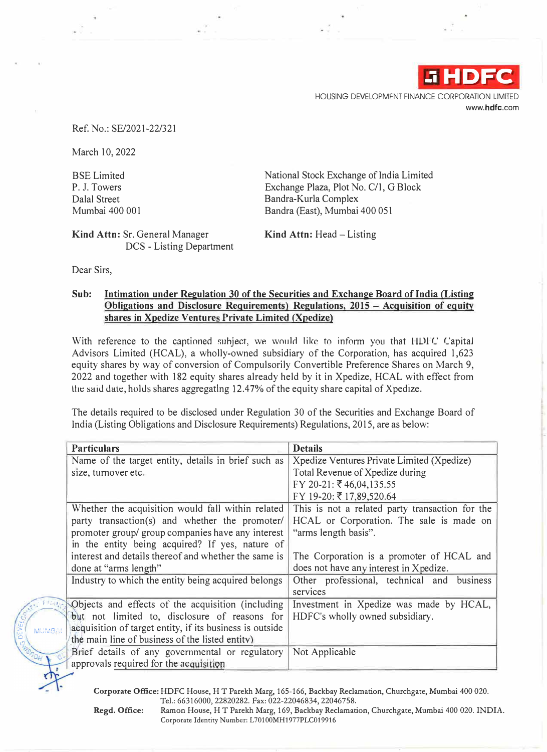HDFC

HOUSING DEVELOPMENT FINANCE CORPORATION LIMITED
www.hdfc.com

Ref. No.: SE/2021-22/321

March 10, 2022

BSE Limited
P. J. Towers
Dalal Street
Mumbai 400 001

**Kind Attn:** Sr. General Manager
DCS - Listing Department

National Stock Exchange of India Limited
Exchange Plaza, Plot No. C/1, G Block
Bandra-Kurla Complex
Bandra (East), Mumbai 400 051

**Kind Attn:** Head – Listing

Dear Sirs,

**Sub: Intimation under Regulation 30 of the Securities and Exchange Board of India (Listing Obligations and Disclosure Requirements) Regulations, 2015 – Acquisition of equity shares in Xpedize Ventures Private Limited (Xpedize)**

With reference to the captioned subject, we would like to inform you that HDFC Capital Advisors Limited (HCAL), a wholly-owned subsidiary of the Corporation, has acquired 1,623 equity shares by way of conversion of Compulsorily Convertible Preference Shares on March 9, 2022 and together with 182 equity shares already held by it in Xpedize, HCAL with effect from the said date, holds shares aggregating 12.47% of the equity share capital of Xpedize.

The details required to be disclosed under Regulation 30 of the Securities and Exchange Board of India (Listing Obligations and Disclosure Requirements) Regulations, 2015, are as below:

| Particulars | Details |
|---|---|
| Name of the target entity, details in brief such as size, turnover etc. | Xpedize Ventures Private Limited (Xpedize)<br>Total Revenue of Xpedize during<br>FY 20-21: ₹ 46,04,135.55<br>FY 19-20: ₹ 17,89,520.64 |
| Whether the acquisition would fall within related party transaction(s) and whether the promoter/ promoter group/ group companies have any interest in the entity being acquired? If yes, nature of interest and details thereof and whether the same is done at "arms length" | This is not a related party transaction for the HCAL or Corporation. The sale is made on "arms length basis".<br><br>The Corporation is a promoter of HCAL and does not have any interest in Xpedize. |
| Industry to which the entity being acquired belongs | Other professional, technical and business services |
| Objects and effects of the acquisition (including but not limited to, disclosure of reasons for acquisition of target entity, if its business is outside the main line of business of the listed entity) | Investment in Xpedize was made by HCAL, HDFC's wholly owned subsidiary. |
| Brief details of any governmental or regulatory approvals required for the acquisition | Not Applicable |

**Corporate Office:** HDFC House, H T Parekh Marg, 165-166, Backbay Reclamation, Churchgate, Mumbai 400 020. Tel.: 66316000, 22820282. Fax: 022-22046834, 22046758.
**Regd. Office:** Ramon House, H T Parekh Marg, 169, Backbay Reclamation, Churchgate, Mumbai 400 020. INDIA. Corporate Identity Number: L70100MH1977PLC019916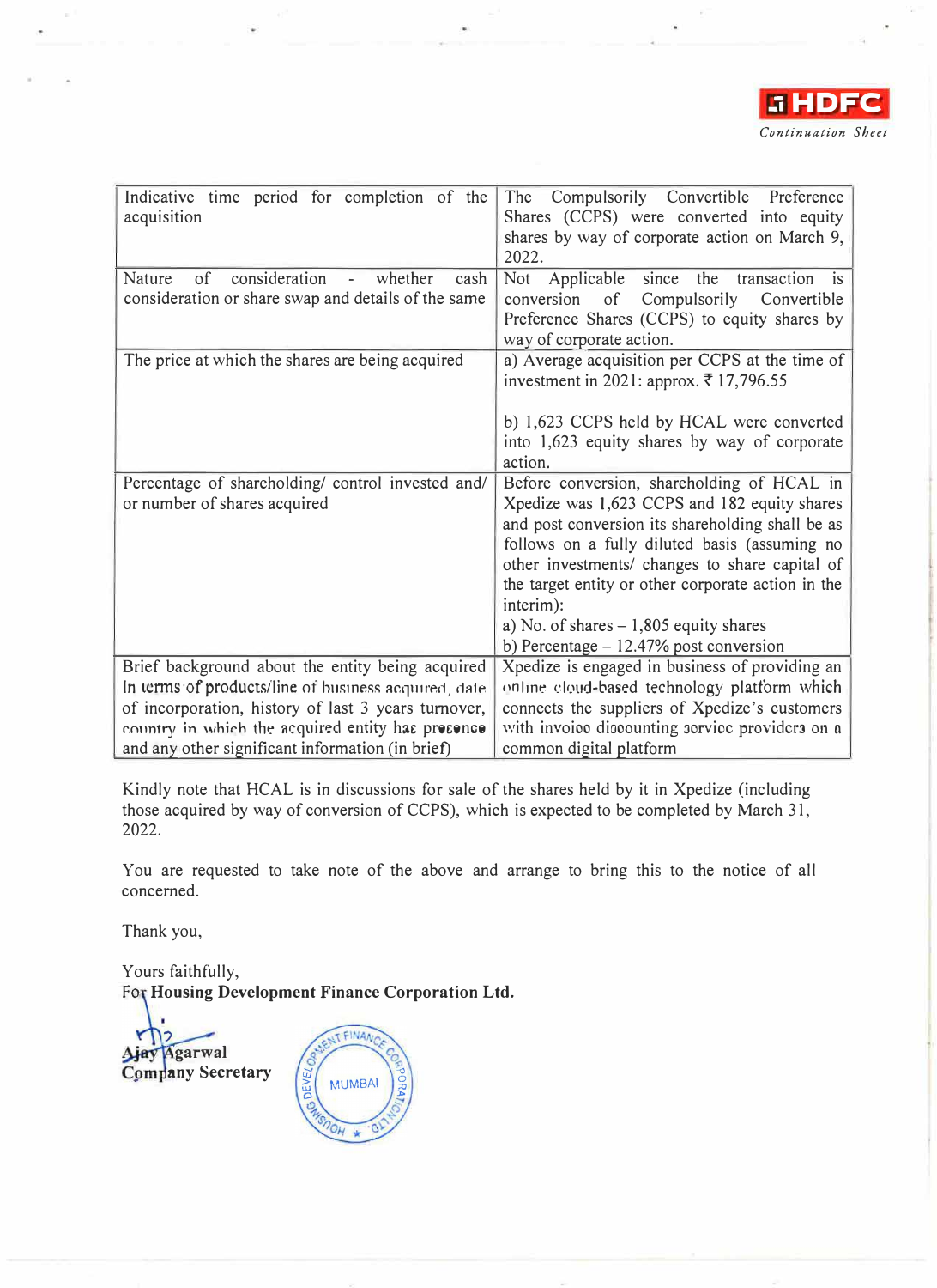| | |
|---|---|
| Indicative time period for completion of the acquisition | The Compulsorily Convertible Preference Shares (CCPS) were converted into equity shares by way of corporate action on March 9, 2022. |
| Nature of consideration - whether cash consideration or share swap and details of the same | Not Applicable since the transaction is conversion of Compulsorily Convertible Preference Shares (CCPS) to equity shares by way of corporate action. |
| The price at which the shares are being acquired | a) Average acquisition per CCPS at the time of investment in 2021: approx. ₹ 17,796.55<br><br>b) 1,623 CCPS held by HCAL were converted into 1,623 equity shares by way of corporate action. |
| Percentage of shareholding/ control invested and/ or number of shares acquired | Before conversion, shareholding of HCAL in Xpedize was 1,623 CCPS and 182 equity shares and post conversion its shareholding shall be as follows on a fully diluted basis (assuming no other investments/ changes to share capital of the target entity or other corporate action in the interim):<br>a) No. of shares – 1,805 equity shares<br>b) Percentage – 12.47% post conversion |
| Brief background about the entity being acquired In terms of products/line of business acquired, date of incorporation, history of last 3 years turnover, country in which the acquired entity has presence and any other significant information (in brief) | Xpedize is engaged in business of providing an online cloud-based technology platform which connects the suppliers of Xpedize's customers with invoice discounting service providers on a common digital platform |

Kindly note that HCAL is in discussions for sale of the shares held by it in Xpedize (including those acquired by way of conversion of CCPS), which is expected to be completed by March 31, 2022.

You are requested to take note of the above and arrange to bring this to the notice of all concerned.

Thank you,

Yours faithfully,
For **Housing Development Finance Corporation Ltd.**

**Ajay Agarwal**
**Company Secretary**